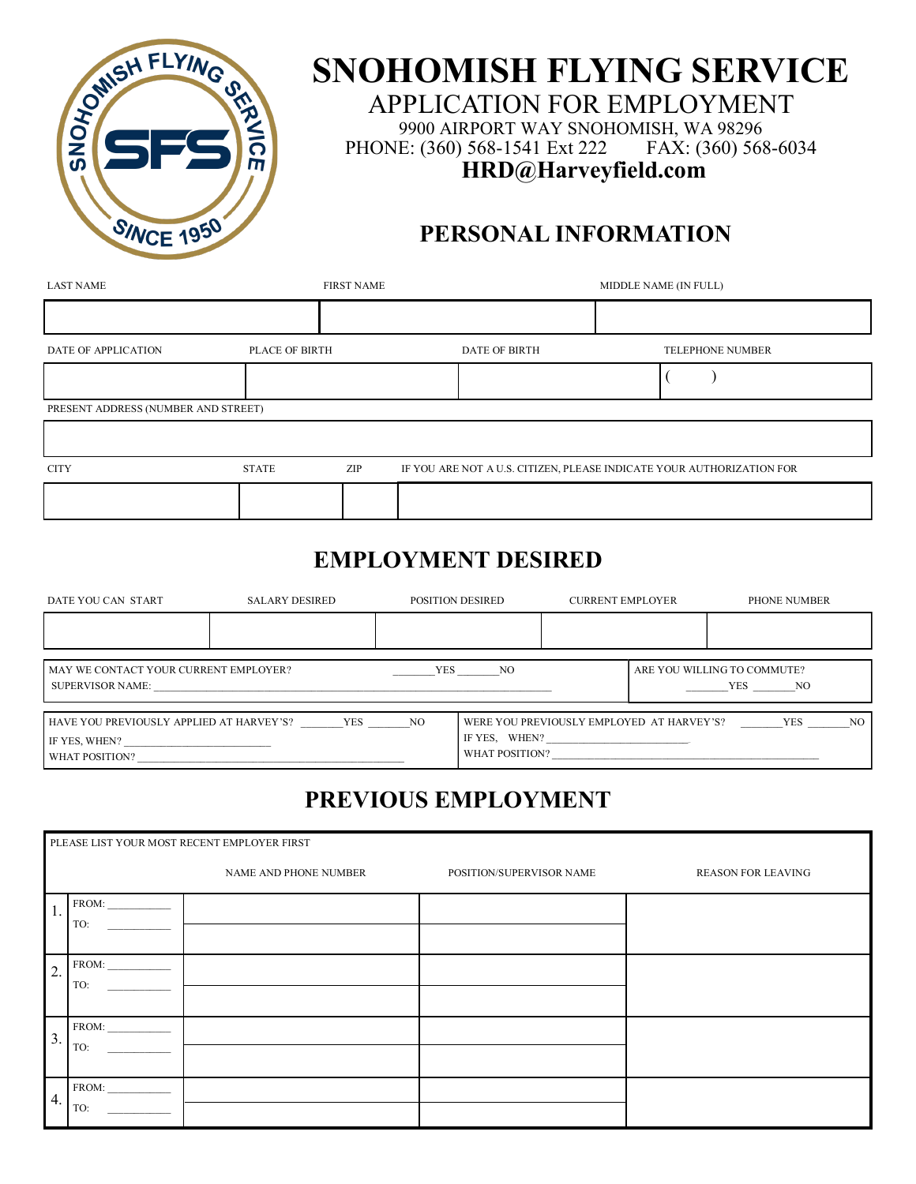# SNOHOMISH FLYING SERVICE

## APPLICATION FOR EMPLOYMENT

9900 AIRPORT WAY SNOHOMISH, WA 98296
PHONE: (360) 568-1541 Ext 222 FAX: (360) 568-6034
**HRD@Harveyfield.com**

## PERSONAL INFORMATION

| LAST NAME | FIRST NAME | MIDDLE NAME (IN FULL) |
|---|---|---|
| | | |

| DATE OF APPLICATION | PLACE OF BIRTH | DATE OF BIRTH | TELEPHONE NUMBER |
|---|---|---|---|
| | | | ( ) |

| PRESENT ADDRESS (NUMBER AND STREET) |
|---|
| |

| CITY | STATE | ZIP | IF YOU ARE NOT A U.S. CITIZEN, PLEASE INDICATE YOUR AUTHORIZATION FOR |
|---|---|---|---|
| | | | |

## EMPLOYMENT DESIRED

| DATE YOU CAN START | SALARY DESIRED | POSITION DESIRED | CURRENT EMPLOYER | PHONE NUMBER |
|---|---|---|---|---|
| | | | | |

MAY WE CONTACT YOUR CURRENT EMPLOYER? _______YES _______NO
SUPERVISOR NAME: ____________________________________________

ARE YOU WILLING TO COMMUTE? _______YES _______NO

HAVE YOU PREVIOUSLY APPLIED AT HARVEY'S? _______YES _______NO
IF YES, WHEN? ________________________
WHAT POSITION? ____________________________________________

WERE YOU PREVIOUSLY EMPLOYED AT HARVEY'S? _______YES _______NO
IF YES, WHEN? ________________________
WHAT POSITION? ____________________________________________

## PREVIOUS EMPLOYMENT

PLEASE LIST YOUR MOST RECENT EMPLOYER FIRST

| | | NAME AND PHONE NUMBER | POSITION/SUPERVISOR NAME | REASON FOR LEAVING |
|---|---|---|---|---|
| 1. | FROM: ________ TO: ________ | | | |
| 2. | FROM: ________ TO: ________ | | | |
| 3. | FROM: ________ TO: ________ | | | |
| 4. | FROM: ________ TO: ________ | | | |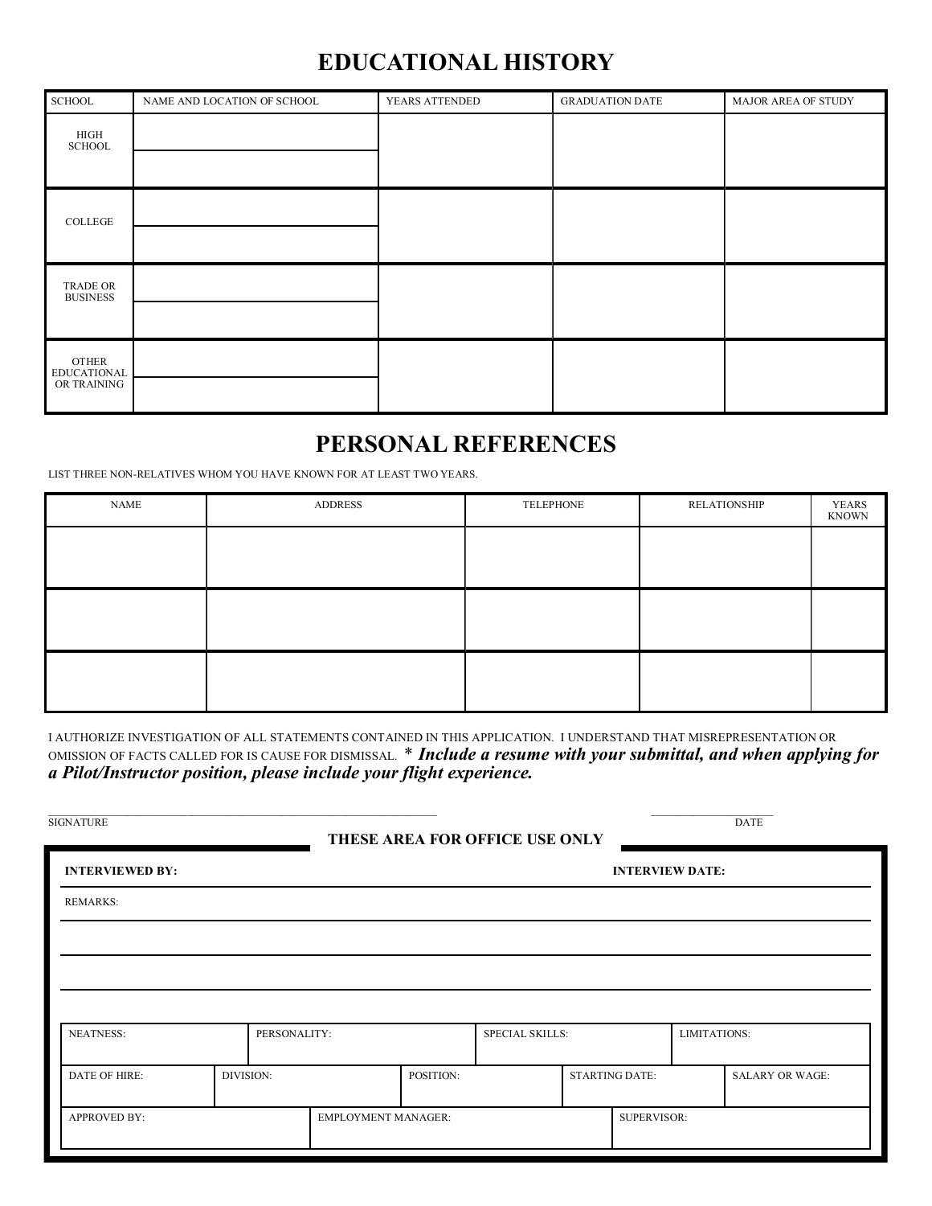# EDUCATIONAL HISTORY

| SCHOOL | NAME AND LOCATION OF SCHOOL | YEARS ATTENDED | GRADUATION DATE | MAJOR AREA OF STUDY |
|---|---|---|---|---|
| HIGH SCHOOL | | | | |
| COLLEGE | | | | |
| TRADE OR BUSINESS | | | | |
| OTHER EDUCATIONAL OR TRAINING | | | | |

# PERSONAL REFERENCES

LIST THREE NON-RELATIVES WHOM YOU HAVE KNOWN FOR AT LEAST TWO YEARS.

| NAME | ADDRESS | TELEPHONE | RELATIONSHIP | YEARS KNOWN |
|---|---|---|---|---|
| | | | | |
| | | | | |
| | | | | |

I AUTHORIZE INVESTIGATION OF ALL STATEMENTS CONTAINED IN THIS APPLICATION. I UNDERSTAND THAT MISREPRESENTATION OR OMISSION OF FACTS CALLED FOR IS CAUSE FOR DISMISSAL. *** *Include a resume with your submittal, and when applying for a Pilot/Instructor position, please include your flight experience.***

SIGNATURE ______________________________ DATE ______________

**THESE AREA FOR OFFICE USE ONLY**

**INTERVIEWED BY:** **INTERVIEW DATE:**

REMARKS:

| | | | | |
|---|---|---|---|---|
| NEATNESS: | PERSONALITY: | SPECIAL SKILLS: | LIMITATIONS: | |
| DATE OF HIRE: | DIVISION: | POSITION: | STARTING DATE: | SALARY OR WAGE: |
| APPROVED BY: | EMPLOYMENT MANAGER: | SUPERVISOR: | | |